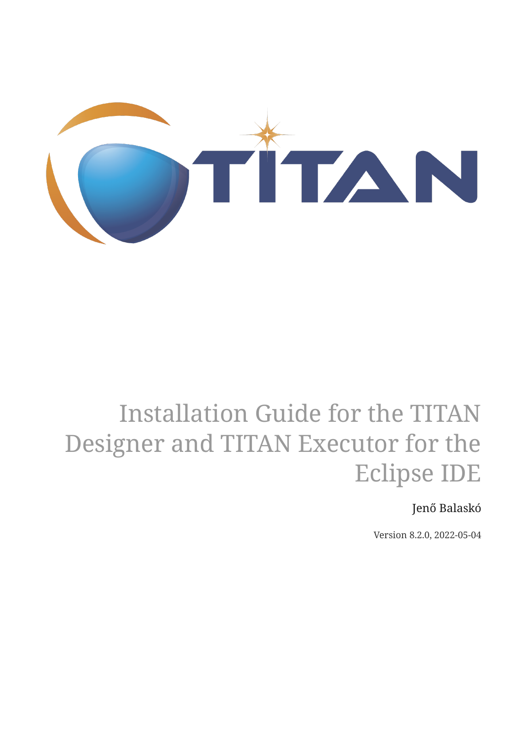# Installation Guide for the TITAN Designer and TITAN Executor for the Eclipse IDE

Jenő Balaskó

Version 8.2.0, 2022-05-04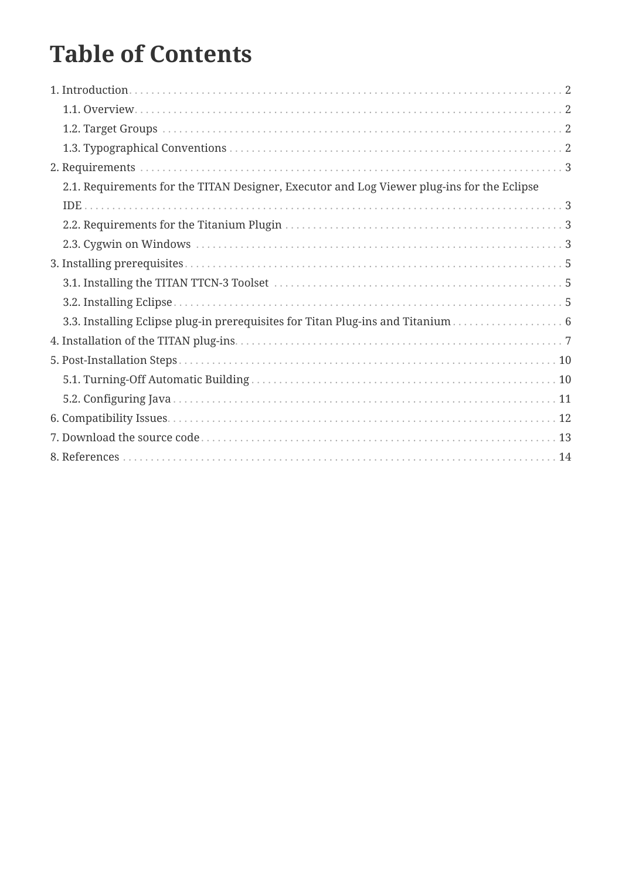# Table of Contents

1. Introduction . . . 2
   - 1.1. Overview . . . 2
   - 1.2. Target Groups . . . 2
   - 1.3. Typographical Conventions . . . 2
2. Requirements . . . 3
   - 2.1. Requirements for the TITAN Designer, Executor and Log Viewer plug-ins for the Eclipse IDE . . . 3
   - 2.2. Requirements for the Titanium Plugin . . . 3
   - 2.3. Cygwin on Windows . . . 3
3. Installing prerequisites . . . 5
   - 3.1. Installing the TITAN TTCN-3 Toolset . . . 5
   - 3.2. Installing Eclipse . . . 5
   - 3.3. Installing Eclipse plug-in prerequisites for Titan Plug-ins and Titanium . . . 6
4. Installation of the TITAN plug-ins . . . 7
5. Post-Installation Steps . . . 10
   - 5.1. Turning-Off Automatic Building . . . 10
   - 5.2. Configuring Java . . . 11
6. Compatibility Issues . . . 12
7. Download the source code . . . 13
8. References . . . 14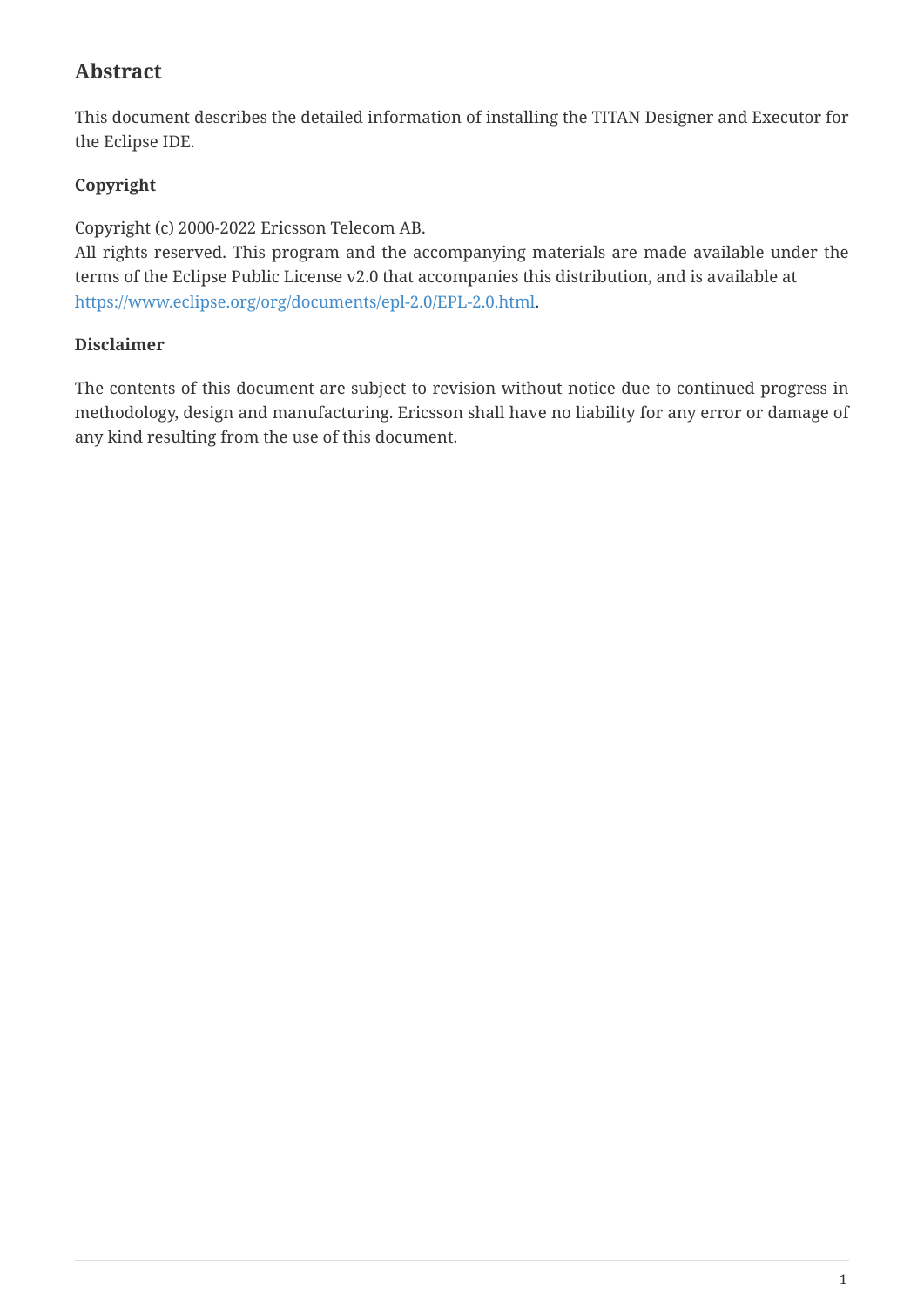## Abstract

This document describes the detailed information of installing the TITAN Designer and Executor for the Eclipse IDE.

### Copyright

Copyright (c) 2000-2022 Ericsson Telecom AB.
All rights reserved. This program and the accompanying materials are made available under the terms of the Eclipse Public License v2.0 that accompanies this distribution, and is available at https://www.eclipse.org/org/documents/epl-2.0/EPL-2.0.html.

### Disclaimer

The contents of this document are subject to revision without notice due to continued progress in methodology, design and manufacturing. Ericsson shall have no liability for any error or damage of any kind resulting from the use of this document.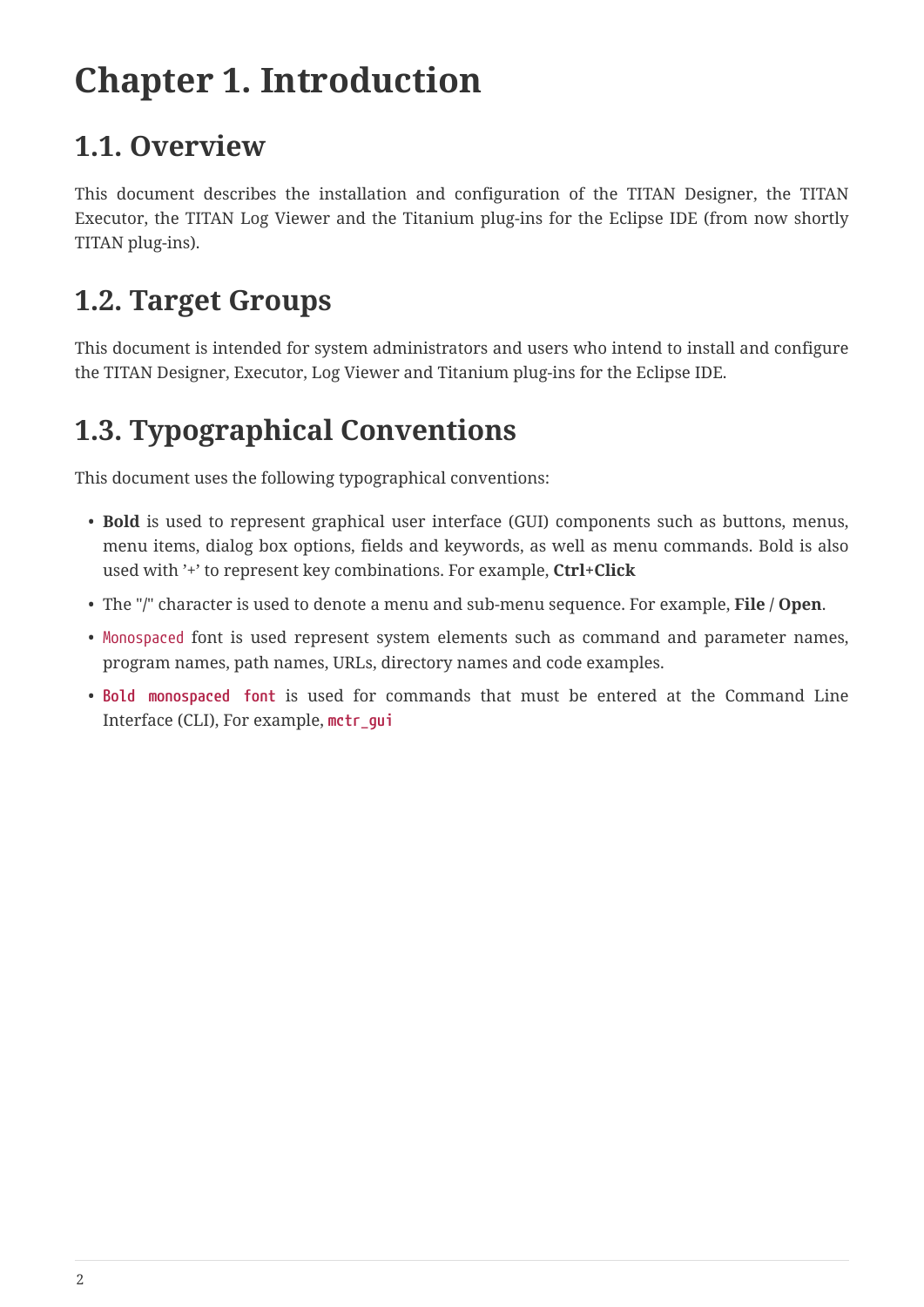# Chapter 1. Introduction

## 1.1. Overview

This document describes the installation and configuration of the TITAN Designer, the TITAN Executor, the TITAN Log Viewer and the Titanium plug-ins for the Eclipse IDE (from now shortly TITAN plug-ins).

## 1.2. Target Groups

This document is intended for system administrators and users who intend to install and configure the TITAN Designer, Executor, Log Viewer and Titanium plug-ins for the Eclipse IDE.

## 1.3. Typographical Conventions

This document uses the following typographical conventions:

- **Bold** is used to represent graphical user interface (GUI) components such as buttons, menus, menu items, dialog box options, fields and keywords, as well as menu commands. Bold is also used with '+' to represent key combinations. For example, **Ctrl**+**Click**
- The "/" character is used to denote a menu and sub-menu sequence. For example, **File / Open**.
- `Monospaced` font is used represent system elements such as command and parameter names, program names, path names, URLs, directory names and code examples.
- **`Bold monospaced font`** is used for commands that must be entered at the Command Line Interface (CLI), For example, **`mctr_gui`**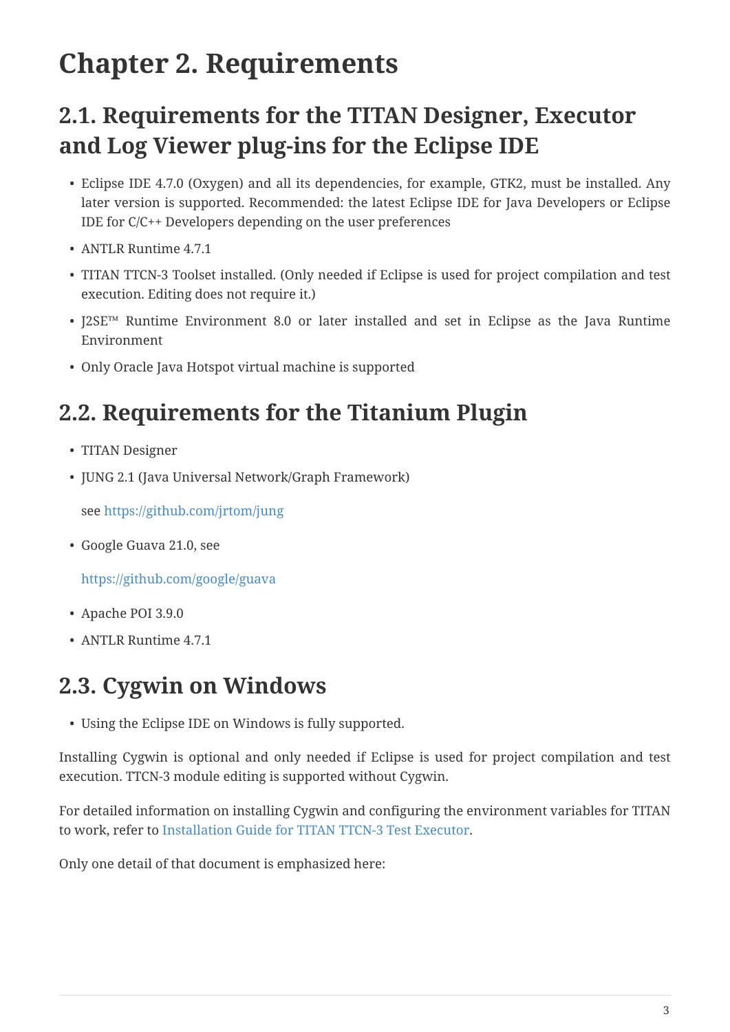# Chapter 2. Requirements

## 2.1. Requirements for the TITAN Designer, Executor and Log Viewer plug-ins for the Eclipse IDE

- Eclipse IDE 4.7.0 (Oxygen) and all its dependencies, for example, GTK2, must be installed. Any later version is supported. Recommended: the latest Eclipse IDE for Java Developers or Eclipse IDE for C/C++ Developers depending on the user preferences
- ANTLR Runtime 4.7.1
- TITAN TTCN-3 Toolset installed. (Only needed if Eclipse is used for project compilation and test execution. Editing does not require it.)
- J2SE™ Runtime Environment 8.0 or later installed and set in Eclipse as the Java Runtime Environment
- Only Oracle Java Hotspot virtual machine is supported

## 2.2. Requirements for the Titanium Plugin

- TITAN Designer
- JUNG 2.1 (Java Universal Network/Graph Framework)

  see https://github.com/jrtom/jung

- Google Guava 21.0, see

  https://github.com/google/guava

- Apache POI 3.9.0
- ANTLR Runtime 4.7.1

## 2.3. Cygwin on Windows

- Using the Eclipse IDE on Windows is fully supported.

Installing Cygwin is optional and only needed if Eclipse is used for project compilation and test execution. TTCN-3 module editing is supported without Cygwin.

For detailed information on installing Cygwin and configuring the environment variables for TITAN to work, refer to Installation Guide for TITAN TTCN-3 Test Executor.

Only one detail of that document is emphasized here: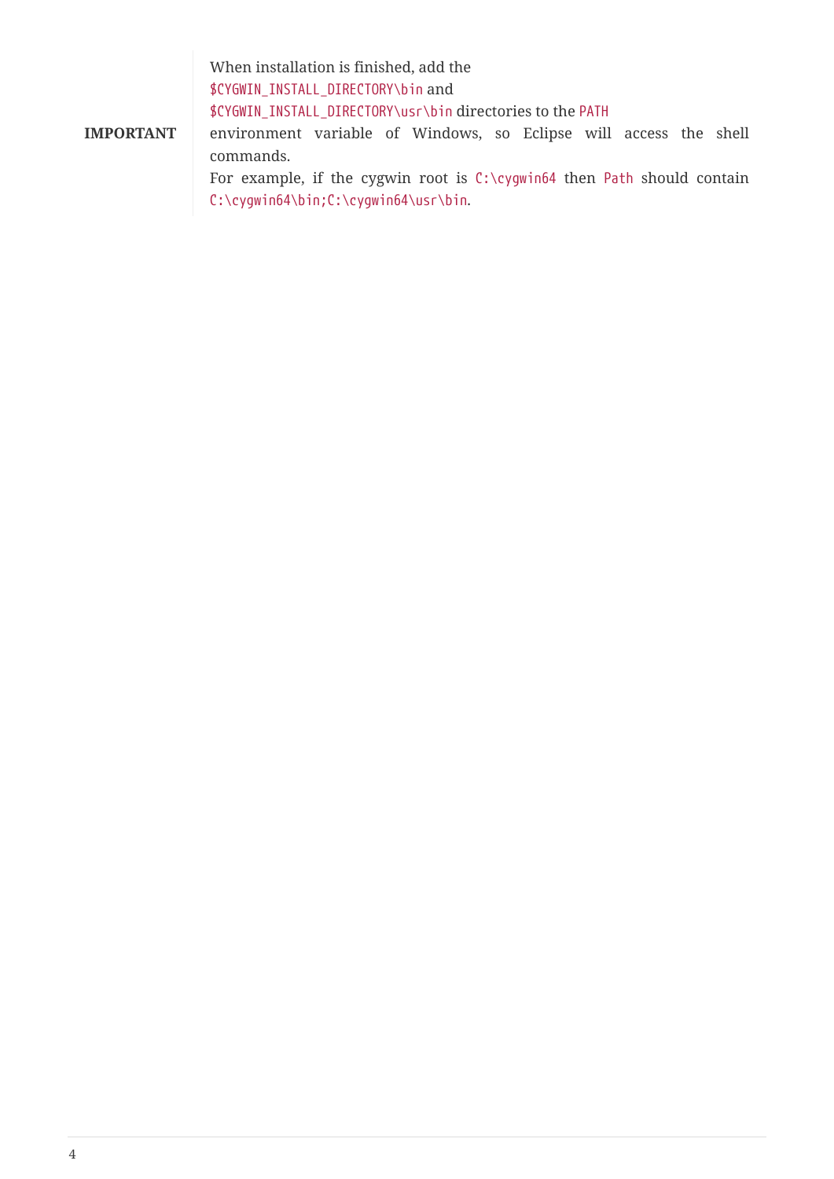> **IMPORTANT**
>
> When installation is finished, add the `$CYGWIN_INSTALL_DIRECTORY\bin` and `$CYGWIN_INSTALL_DIRECTORY\usr\bin` directories to the `PATH` environment variable of Windows, so Eclipse will access the shell commands.
> For example, if the cygwin root is `C:\cygwin64` then `Path` should contain `C:\cygwin64\bin;C:\cygwin64\usr\bin`.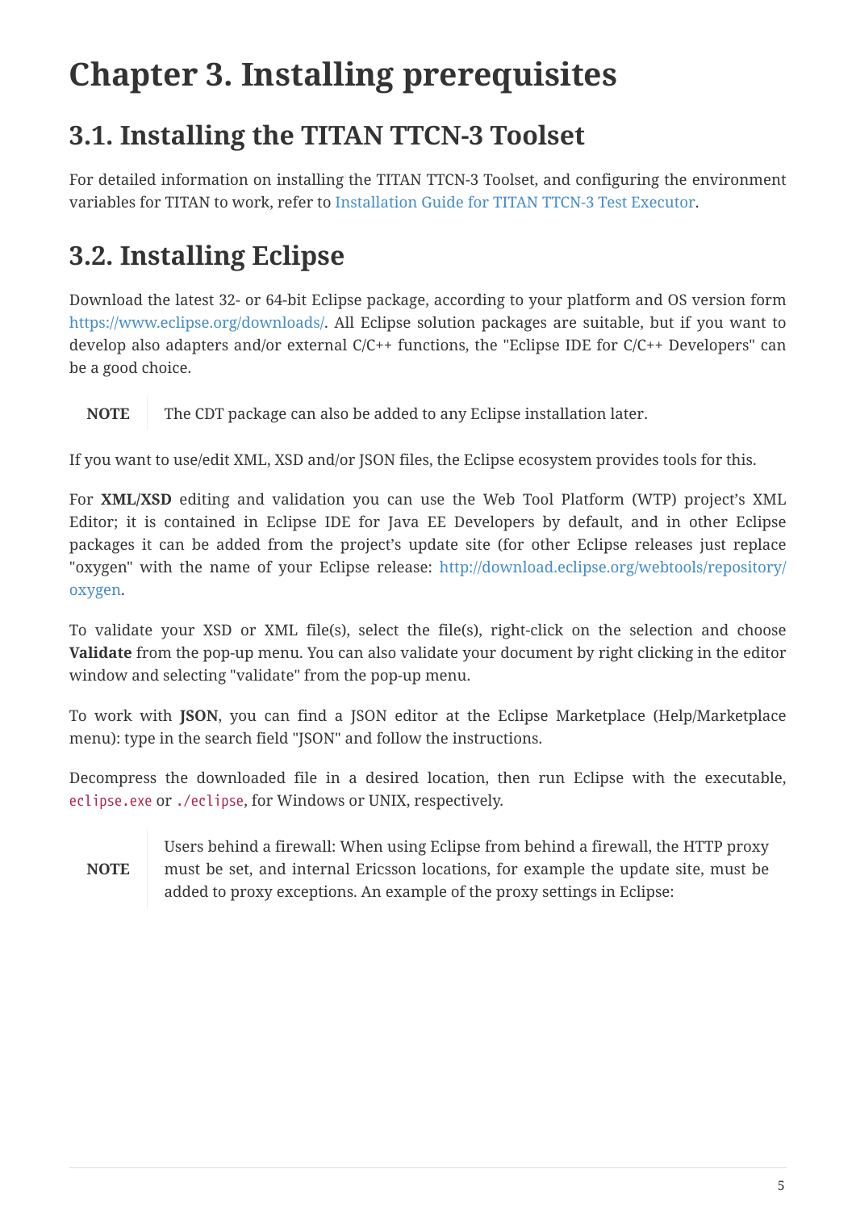#  Chapter 3. Installing prerequisites

## 3.1. Installing the TITAN TTCN-3 Toolset

For detailed information on installing the TITAN TTCN-3 Toolset, and configuring the environment variables for TITAN to work, refer to Installation Guide for TITAN TTCN-3 Test Executor.

## 3.2. Installing Eclipse

Download the latest 32- or 64-bit Eclipse package, according to your platform and OS version form https://www.eclipse.org/downloads/. All Eclipse solution packages are suitable, but if you want to develop also adapters and/or external C/C++ functions, the "Eclipse IDE for C/C++ Developers" can be a good choice.

**NOTE** The CDT package can also be added to any Eclipse installation later.

If you want to use/edit XML, XSD and/or JSON files, the Eclipse ecosystem provides tools for this.

For **XML/XSD** editing and validation you can use the Web Tool Platform (WTP) project's XML Editor; it is contained in Eclipse IDE for Java EE Developers by default, and in other Eclipse packages it can be added from the project's update site (for other Eclipse releases just replace "oxygen" with the name of your Eclipse release: http://download.eclipse.org/webtools/repository/oxygen.

To validate your XSD or XML file(s), select the file(s), right-click on the selection and choose **Validate** from the pop-up menu. You can also validate your document by right clicking in the editor window and selecting "validate" from the pop-up menu.

To work with **JSON**, you can find a JSON editor at the Eclipse Marketplace (Help/Marketplace menu): type in the search field "JSON" and follow the instructions.

Decompress the downloaded file in a desired location, then run Eclipse with the executable, `eclipse.exe` or `./eclipse`, for Windows or UNIX, respectively.

**NOTE** Users behind a firewall: When using Eclipse from behind a firewall, the HTTP proxy must be set, and internal Ericsson locations, for example the update site, must be added to proxy exceptions. An example of the proxy settings in Eclipse: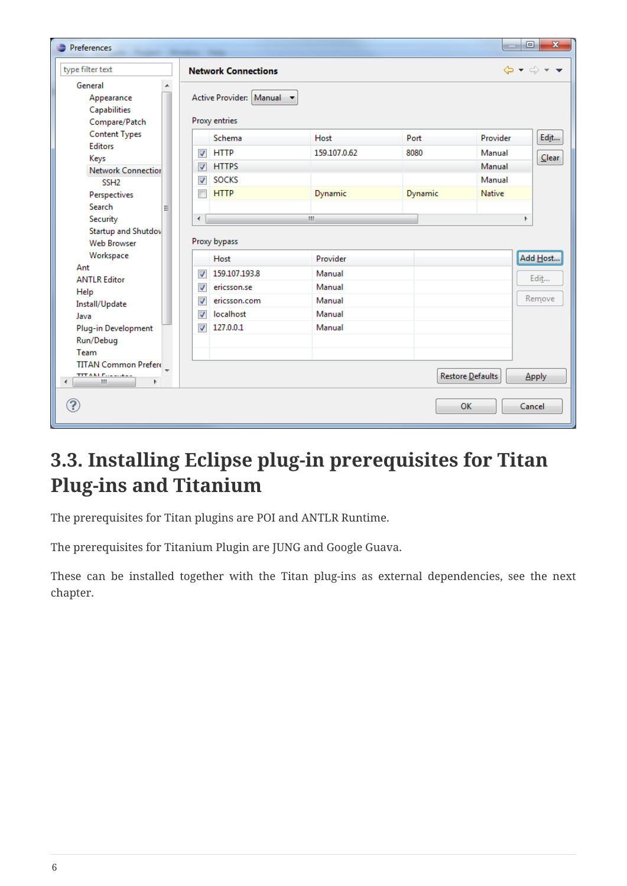## 3.3. Installing Eclipse plug-in prerequisites for Titan Plug-ins and Titanium

The prerequisites for Titan plugins are POI and ANTLR Runtime.

The prerequisites for Titanium Plugin are JUNG and Google Guava.

These can be installed together with the Titan plug-ins as external dependencies, see the next chapter.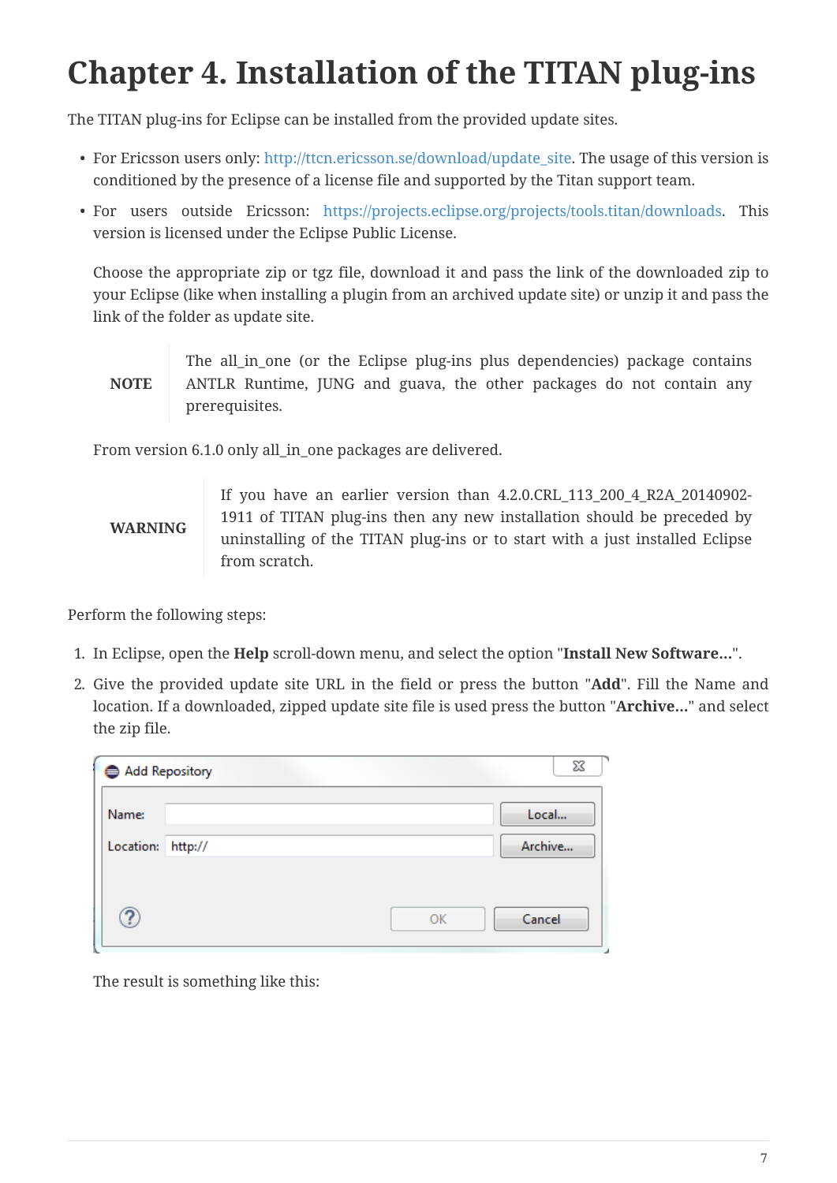# Chapter 4. Installation of the TITAN plug-ins

The TITAN plug-ins for Eclipse can be installed from the provided update sites.

- For Ericsson users only: http://ttcn.ericsson.se/download/update_site. The usage of this version is conditioned by the presence of a license file and supported by the Titan support team.
- For users outside Ericsson: https://projects.eclipse.org/projects/tools.titan/downloads. This version is licensed under the Eclipse Public License.

  Choose the appropriate zip or tgz file, download it and pass the link of the downloaded zip to your Eclipse (like when installing a plugin from an archived update site) or unzip it and pass the link of the folder as update site.

  | NOTE | The all_in_one (or the Eclipse plug-ins plus dependencies) package contains ANTLR Runtime, JUNG and guava, the other packages do not contain any prerequisites. |
  | --- | --- |

  From version 6.1.0 only all_in_one packages are delivered.

  | WARNING | If you have an earlier version than 4.2.0.CRL_113_200_4_R2A_20140902-1911 of TITAN plug-ins then any new installation should be preceded by uninstalling of the TITAN plug-ins or to start with a just installed Eclipse from scratch. |
  | --- | --- |

Perform the following steps:

1. In Eclipse, open the **Help** scroll-down menu, and select the option "**Install New Software…**".
2. Give the provided update site URL in the field or press the button "**Add**". Fill the Name and location. If a downloaded, zipped update site file is used press the button "**Archive…**" and select the zip file.

   The result is something like this: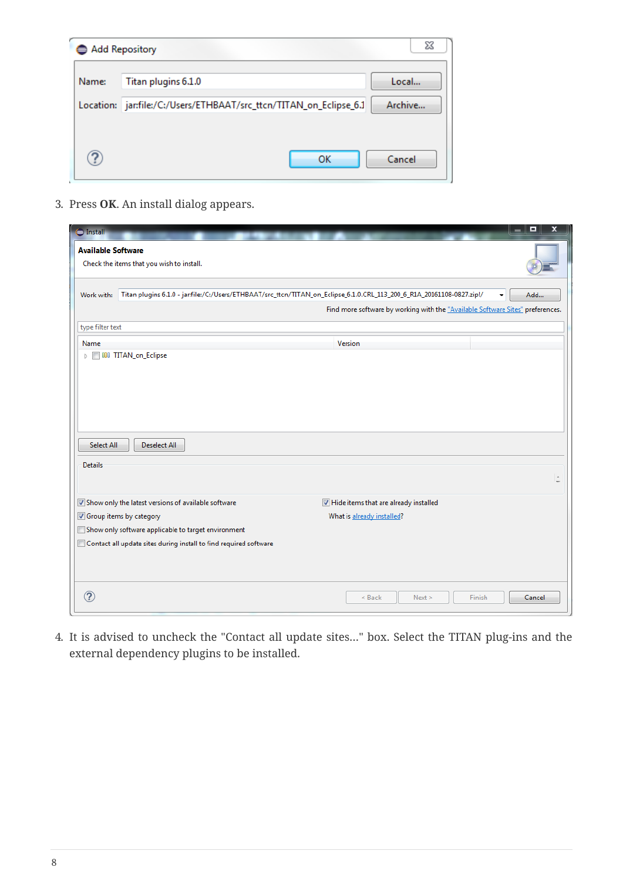3. Press **OK**. An install dialog appears.

4. It is advised to uncheck the "Contact all update sites..." box. Select the TITAN plug-ins and the external dependency plugins to be installed.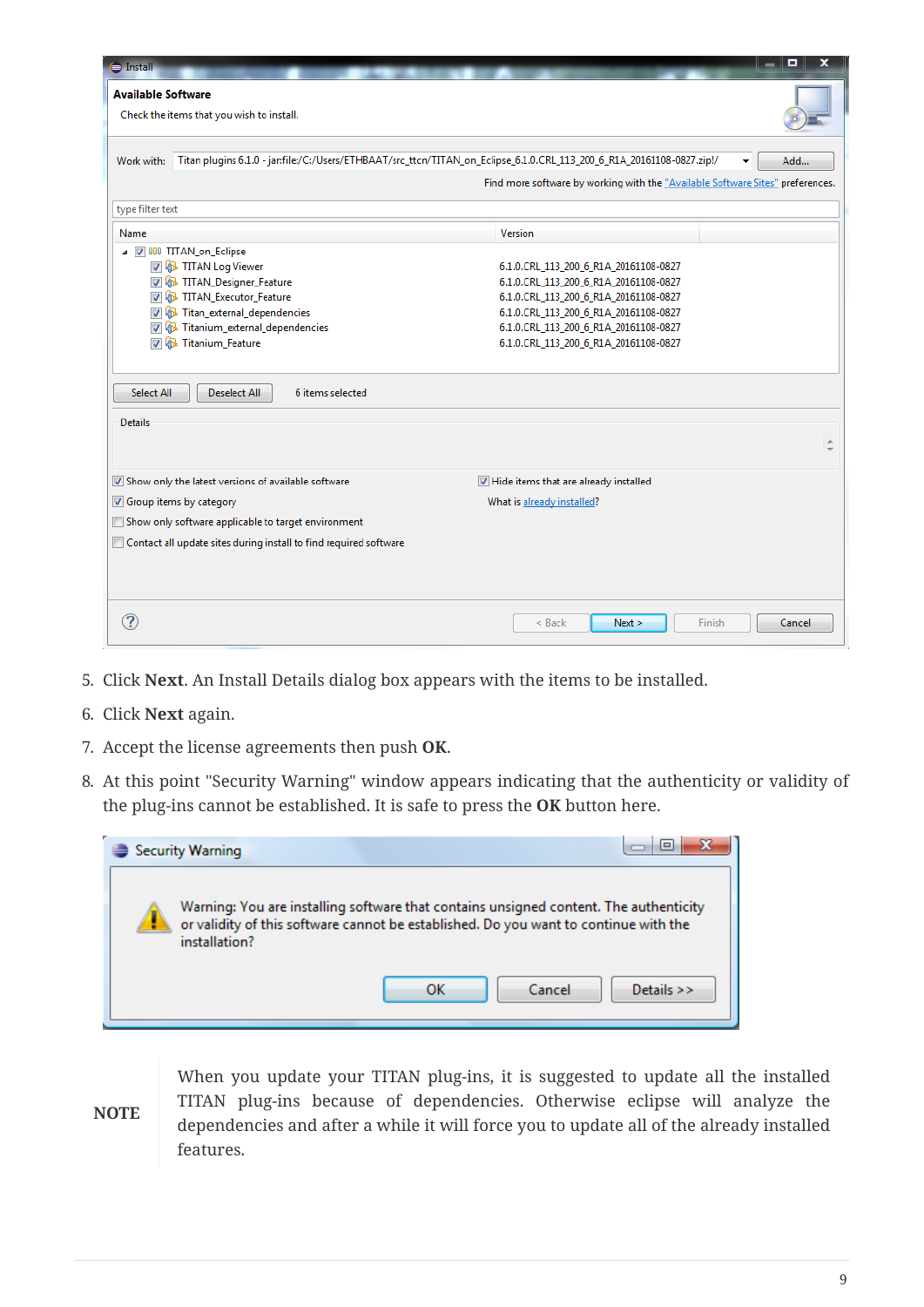5. Click **Next**. An Install Details dialog box appears with the items to be installed.
6. Click **Next** again.
7. Accept the license agreements then push **OK**.
8. At this point "Security Warning" window appears indicating that the authenticity or validity of the plug-ins cannot be established. It is safe to press the **OK** button here.

| NOTE | When you update your TITAN plug-ins, it is suggested to update all the installed TITAN plug-ins because of dependencies. Otherwise eclipse will analyze the dependencies and after a while it will force you to update all of the already installed features. |
|---|---|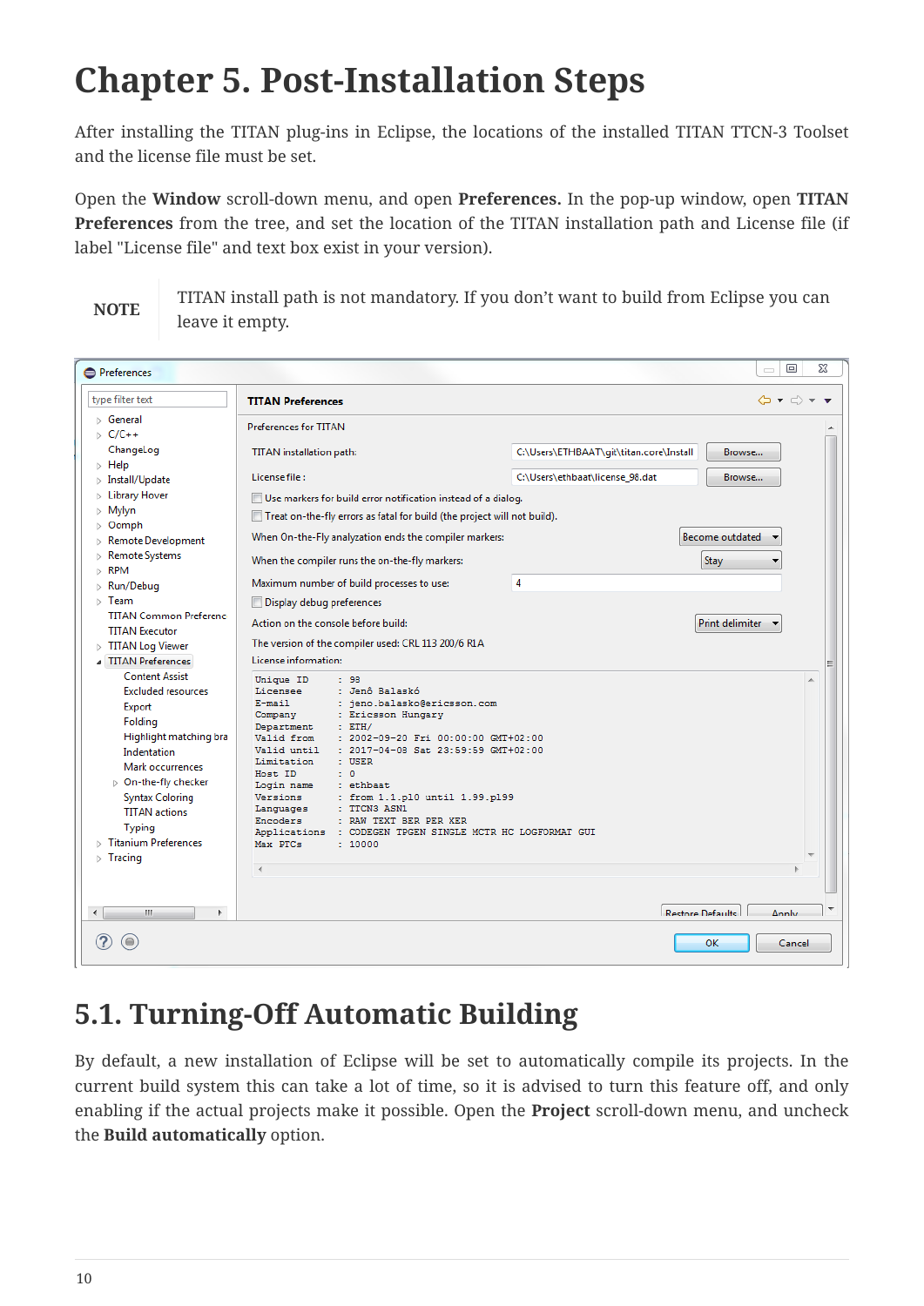# Chapter 5. Post-Installation Steps

After installing the TITAN plug-ins in Eclipse, the locations of the installed TITAN TTCN-3 Toolset and the license file must be set.

Open the **Window** scroll-down menu, and open **Preferences.** In the pop-up window, open **TITAN Preferences** from the tree, and set the location of the TITAN installation path and License file (if label "License file" and text box exist in your version).

| NOTE | TITAN install path is not mandatory. If you don't want to build from Eclipse you can leave it empty. |
|---|---|

## 5.1. Turning-Off Automatic Building

By default, a new installation of Eclipse will be set to automatically compile its projects. In the current build system this can take a lot of time, so it is advised to turn this feature off, and only enabling if the actual projects make it possible. Open the **Project** scroll-down menu, and uncheck the **Build automatically** option.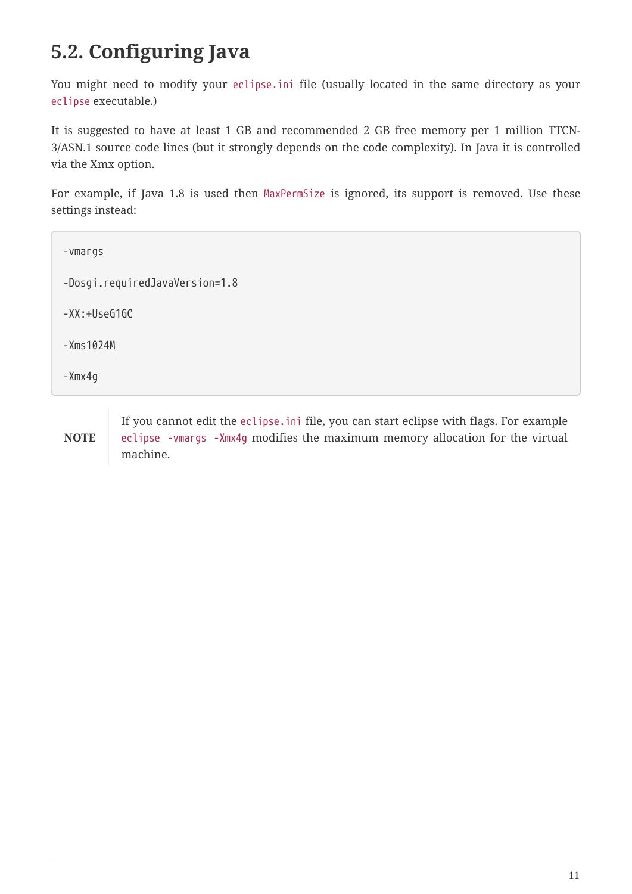## 5.2. Configuring Java

You might need to modify your `eclipse.ini` file (usually located in the same directory as your `eclipse` executable.)

It is suggested to have at least 1 GB and recommended 2 GB free memory per 1 million TTCN-3/ASN.1 source code lines (but it strongly depends on the code complexity). In Java it is controlled via the Xmx option.

For example, if Java 1.8 is used then `MaxPermSize` is ignored, its support is removed. Use these settings instead:

```
-vmargs

-Dosgi.requiredJavaVersion=1.8

-XX:+UseG1GC

-Xms1024M

-Xmx4g
```

**NOTE** If you cannot edit the `eclipse.ini` file, you can start eclipse with flags. For example `eclipse -vmargs -Xmx4g` modifies the maximum memory allocation for the virtual machine.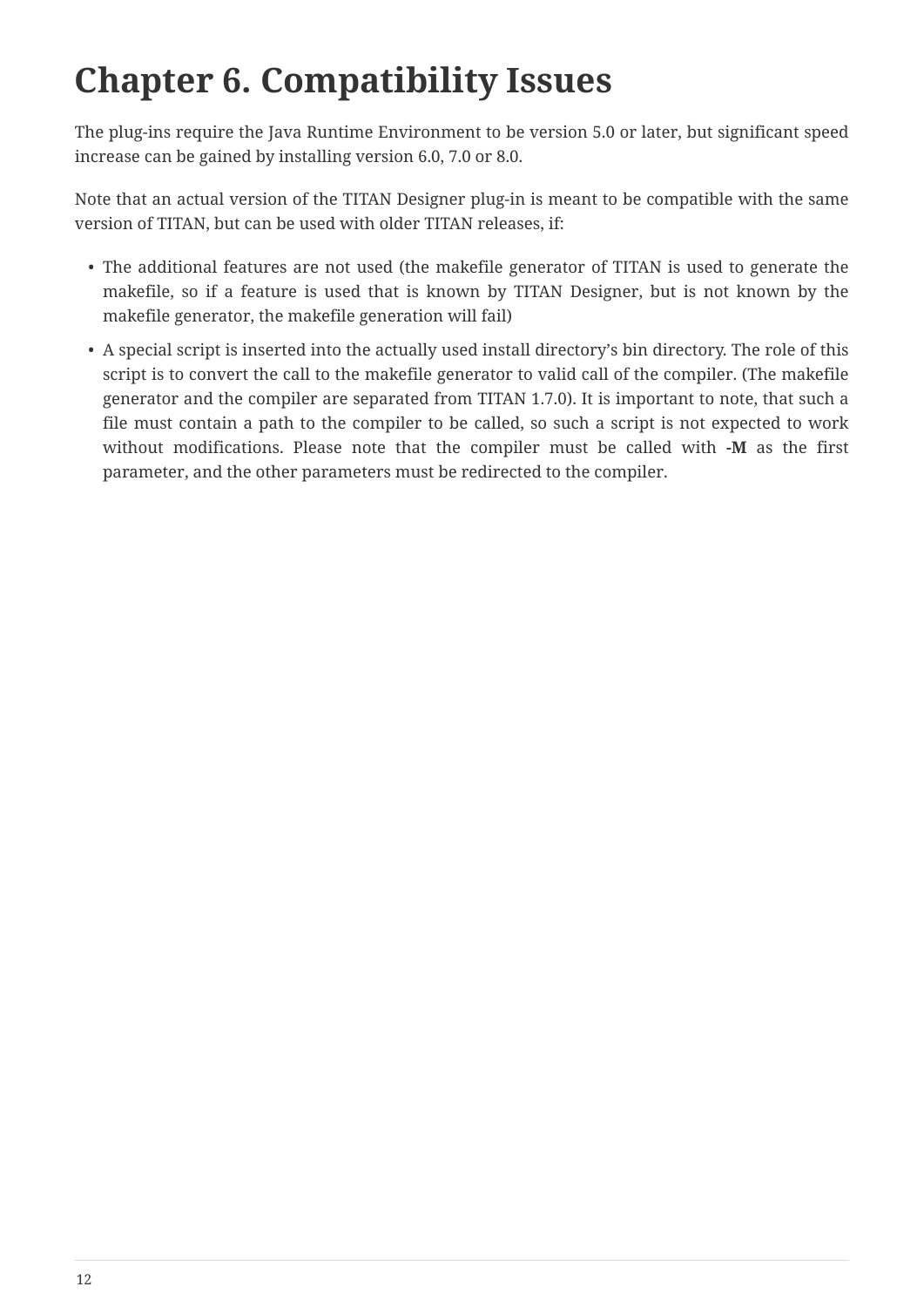# Chapter 6. Compatibility Issues

The plug-ins require the Java Runtime Environment to be version 5.0 or later, but significant speed increase can be gained by installing version 6.0, 7.0 or 8.0.

Note that an actual version of the TITAN Designer plug-in is meant to be compatible with the same version of TITAN, but can be used with older TITAN releases, if:

- The additional features are not used (the makefile generator of TITAN is used to generate the makefile, so if a feature is used that is known by TITAN Designer, but is not known by the makefile generator, the makefile generation will fail)
- A special script is inserted into the actually used install directory's bin directory. The role of this script is to convert the call to the makefile generator to valid call of the compiler. (The makefile generator and the compiler are separated from TITAN 1.7.0). It is important to note, that such a file must contain a path to the compiler to be called, so such a script is not expected to work without modifications. Please note that the compiler must be called with **-M** as the first parameter, and the other parameters must be redirected to the compiler.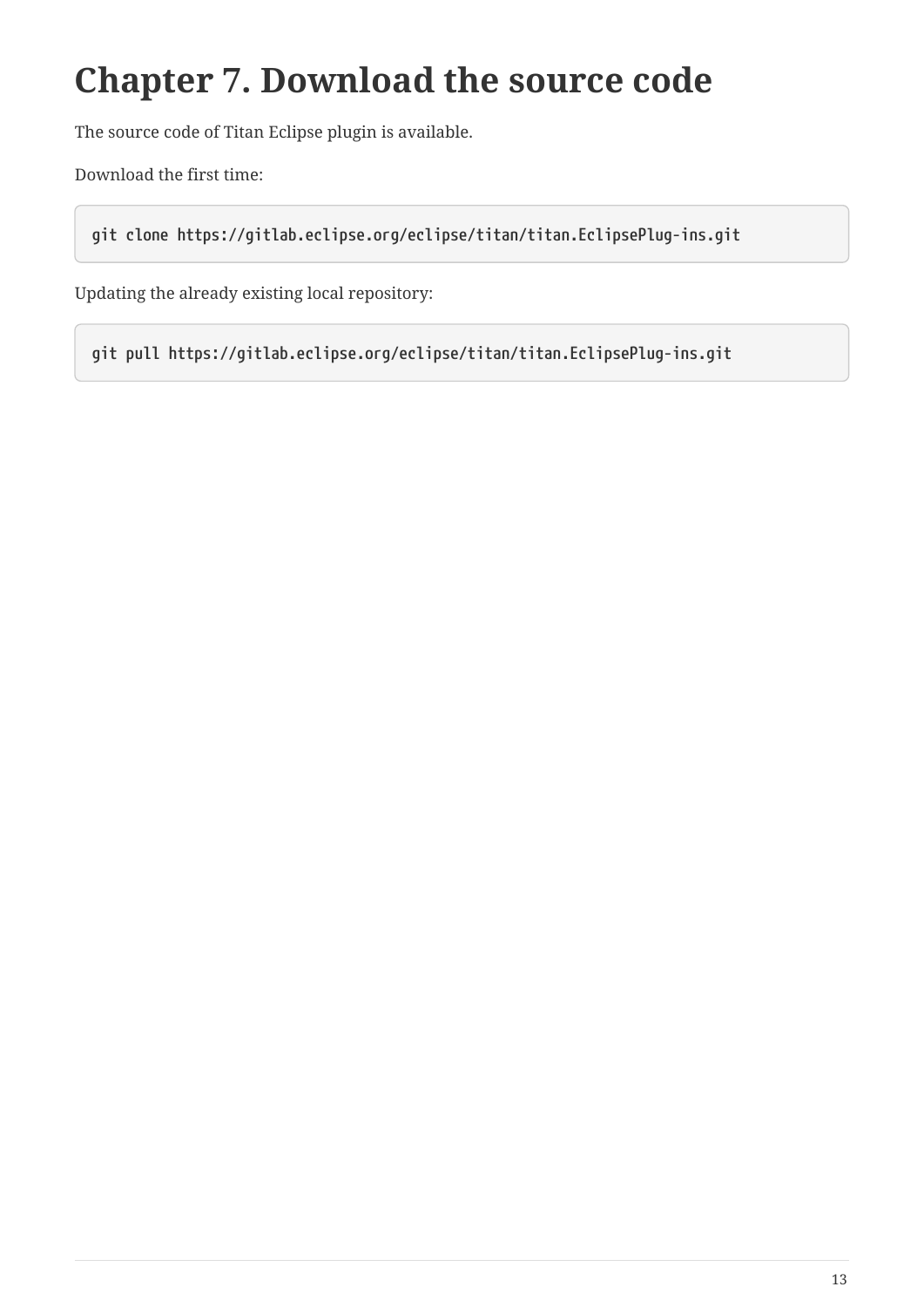# Chapter 7. Download the source code

The source code of Titan Eclipse plugin is available.

Download the first time:

```
git clone https://gitlab.eclipse.org/eclipse/titan/titan.EclipsePlug-ins.git
```

Updating the already existing local repository:

```
git pull https://gitlab.eclipse.org/eclipse/titan/titan.EclipsePlug-ins.git
```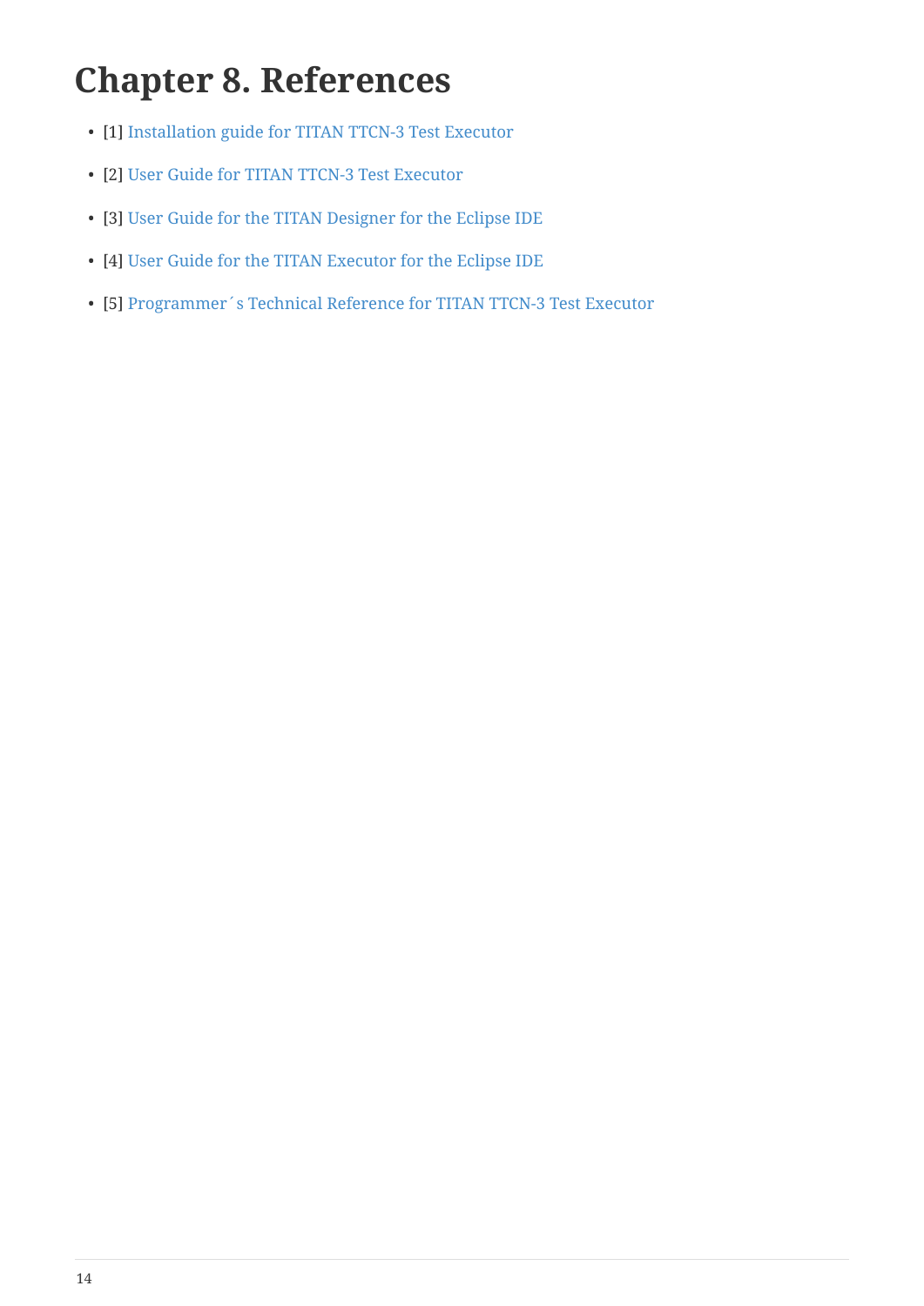# Chapter 8. References

- [1] Installation guide for TITAN TTCN-3 Test Executor
- [2] User Guide for TITAN TTCN-3 Test Executor
- [3] User Guide for the TITAN Designer for the Eclipse IDE
- [4] User Guide for the TITAN Executor for the Eclipse IDE
- [5] Programmer´s Technical Reference for TITAN TTCN-3 Test Executor